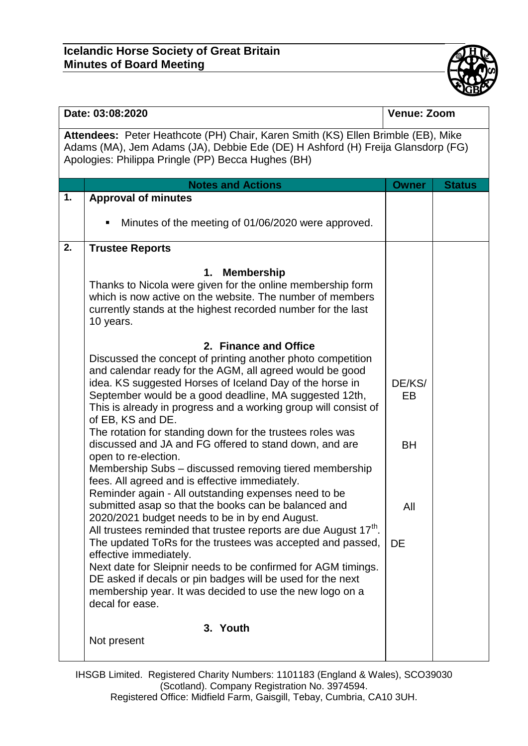**Icelandic Horse Society of Great Britain**
**Minutes of Board Meeting**

| Date: 03:08:2020 | | Venue: Zoom | |
|---|---|---|---|
| **Attendees:** Peter Heathcote (PH) Chair, Karen Smith (KS) Ellen Brimble (EB), Mike Adams (MA), Jem Adams (JA), Debbie Ede (DE) H Ashford (H) Freija Glansdorp (FG) Apologies: Philippa Pringle (PP) Becca Hughes (BH) | | | |
| | **Notes and Actions** | **Owner** | **Status** |
| **1.** | **Approval of minutes**<br>▪ Minutes of the meeting of 01/06/2020 were approved. | | |
| **2.** | **Trustee Reports**<br>**1. Membership**<br>Thanks to Nicola were given for the online membership form which is now active on the website. The number of members currently stands at the highest recorded number for the last 10 years.<br>**2. Finance and Office**<br>Discussed the concept of printing another photo competition and calendar ready for the AGM, all agreed would be good idea. KS suggested Horses of Iceland Day of the horse in September would be a good deadline, MA suggested 12th, This is already in progress and a working group will consist of of EB, KS and DE.<br>The rotation for standing down for the trustees roles was discussed and JA and FG offered to stand down, and are open to re-election.<br>Membership Subs – discussed removing tiered membership fees. All agreed and is effective immediately.<br>Reminder again - All outstanding expenses need to be submitted asap so that the books can be balanced and 2020/2021 budget needs to be in by end August.<br>All trustees reminded that trustee reports are due August 17th.<br>The updated ToRs for the trustees was accepted and passed, effective immediately.<br>Next date for Sleipnir needs to be confirmed for AGM timings.<br>DE asked if decals or pin badges will be used for the next membership year. It was decided to use the new logo on a decal for ease.<br>**3. Youth**<br>Not present | DE/KS/ EB<br><br>BH<br><br>All<br><br>DE | |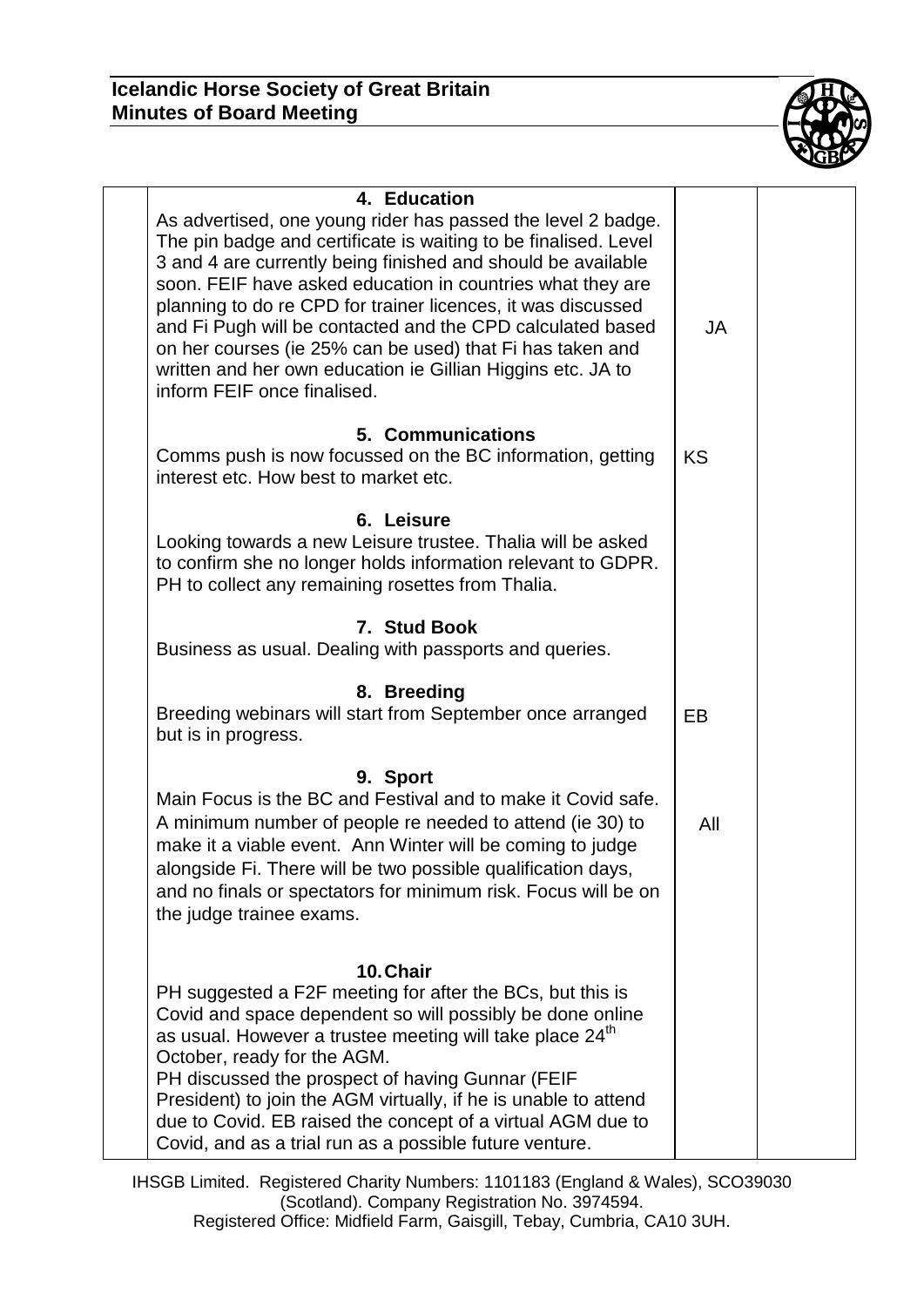| | | | |
|---|---|---|---|
| | **4. Education**<br>As advertised, one young rider has passed the level 2 badge. The pin badge and certificate is waiting to be finalised. Level 3 and 4 are currently being finished and should be available soon. FEIF have asked education in countries what they are planning to do re CPD for trainer licences, it was discussed and Fi Pugh will be contacted and the CPD calculated based on her courses (ie 25% can be used) that Fi has taken and written and her own education ie Gillian Higgins etc. JA to inform FEIF once finalised. | JA | |
| | **5. Communications**<br>Comms push is now focussed on the BC information, getting interest etc. How best to market etc. | KS | |
| | **6. Leisure**<br>Looking towards a new Leisure trustee. Thalia will be asked to confirm she no longer holds information relevant to GDPR. PH to collect any remaining rosettes from Thalia. | | |
| | **7. Stud Book**<br>Business as usual. Dealing with passports and queries. | | |
| | **8. Breeding**<br>Breeding webinars will start from September once arranged but is in progress. | EB | |
| | **9. Sport**<br>Main Focus is the BC and Festival and to make it Covid safe. A minimum number of people re needed to attend (ie 30) to make it a viable event. Ann Winter will be coming to judge alongside Fi. There will be two possible qualification days, and no finals or spectators for minimum risk. Focus will be on the judge trainee exams. | All | |
| | **10. Chair**<br>PH suggested a F2F meeting for after the BCs, but this is Covid and space dependent so will possibly be done online as usual. However a trustee meeting will take place 24th October, ready for the AGM.<br>PH discussed the prospect of having Gunnar (FEIF President) to join the AGM virtually, if he is unable to attend due to Covid. EB raised the concept of a virtual AGM due to Covid, and as a trial run as a possible future venture. | | |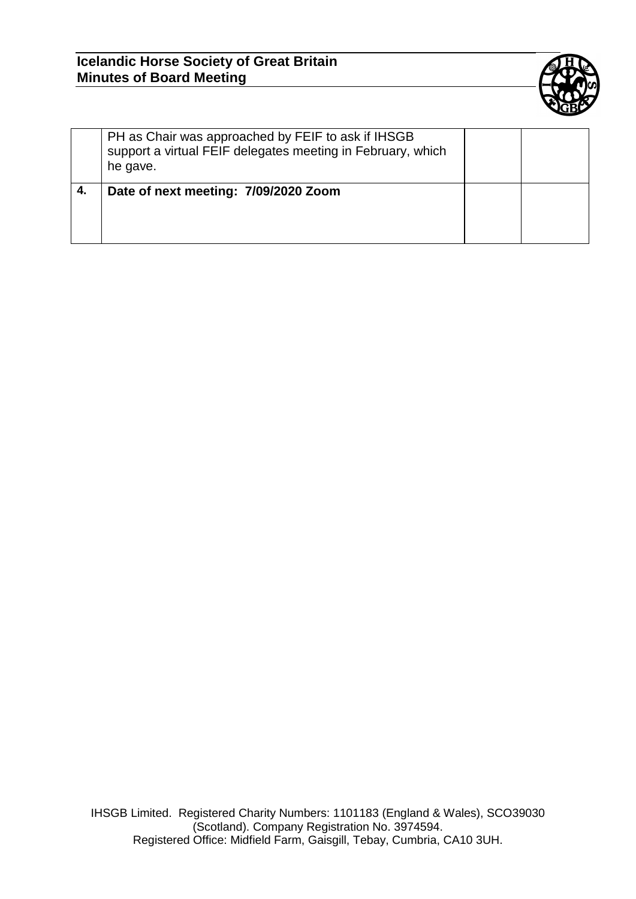| | | | |
|---|---|---|---|
| | PH as Chair was approached by FEIF to ask if IHSGB support a virtual FEIF delegates meeting in February, which he gave. | | |
| **4.** | **Date of next meeting: 7/09/2020 Zoom** | | |

IHSGB Limited. Registered Charity Numbers: 1101183 (England & Wales), SCO39030 (Scotland). Company Registration No. 3974594.
Registered Office: Midfield Farm, Gaisgill, Tebay, Cumbria, CA10 3UH.